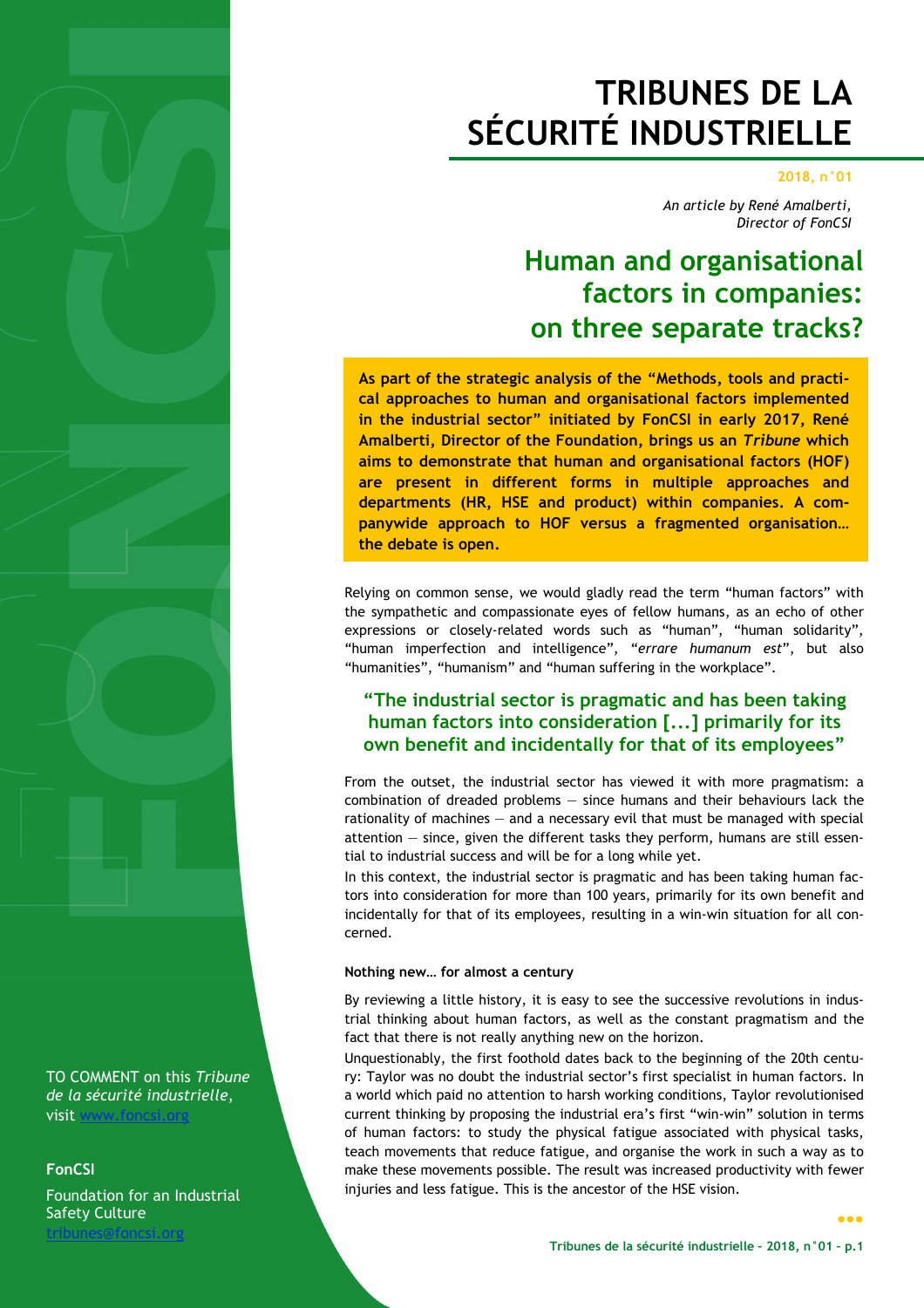# TRIBUNES DE LA SÉCURITÉ INDUSTRIELLE

**2018, n°01**

*An article by René Amalberti, Director of FonCSI*

## Human and organisational factors in companies: on three separate tracks?

**As part of the strategic analysis of the "Methods, tools and practical approaches to human and organisational factors implemented in the industrial sector" initiated by FonCSI in early 2017, René Amalberti, Director of the Foundation, brings us an *Tribune* which aims to demonstrate that human and organisational factors (HOF) are present in different forms in multiple approaches and departments (HR, HSE and product) within companies. A companywide approach to HOF versus a fragmented organisation… the debate is open.**

Relying on common sense, we would gladly read the term "human factors" with the sympathetic and compassionate eyes of fellow humans, as an echo of other expressions or closely-related words such as "human", "human solidarity", "human imperfection and intelligence", "*errare humanum est*", but also "humanities", "humanism" and "human suffering in the workplace".

> **"The industrial sector is pragmatic and has been taking human factors into consideration [...] primarily for its own benefit and incidentally for that of its employees"**

From the outset, the industrial sector has viewed it with more pragmatism: a combination of dreaded problems — since humans and their behaviours lack the rationality of machines — and a necessary evil that must be managed with special attention — since, given the different tasks they perform, humans are still essential to industrial success and will be for a long while yet.

In this context, the industrial sector is pragmatic and has been taking human factors into consideration for more than 100 years, primarily for its own benefit and incidentally for that of its employees, resulting in a win-win situation for all concerned.

#### Nothing new… for almost a century

By reviewing a little history, it is easy to see the successive revolutions in industrial thinking about human factors, as well as the constant pragmatism and the fact that there is not really anything new on the horizon.

Unquestionably, the first foothold dates back to the beginning of the 20th century: Taylor was no doubt the industrial sector's first specialist in human factors. In a world which paid no attention to harsh working conditions, Taylor revolutionised current thinking by proposing the industrial era's first "win-win" solution in terms of human factors: to study the physical fatigue associated with physical tasks, teach movements that reduce fatigue, and organise the work in such a way as to make these movements possible. The result was increased productivity with fewer injuries and less fatigue. This is the ancestor of the HSE vision.

---

TO COMMENT on this *Tribune de la sécurité industrielle*, visit www.foncsi.org

**FonCSI**

Foundation for an Industrial Safety Culture
tribunes@foncsi.org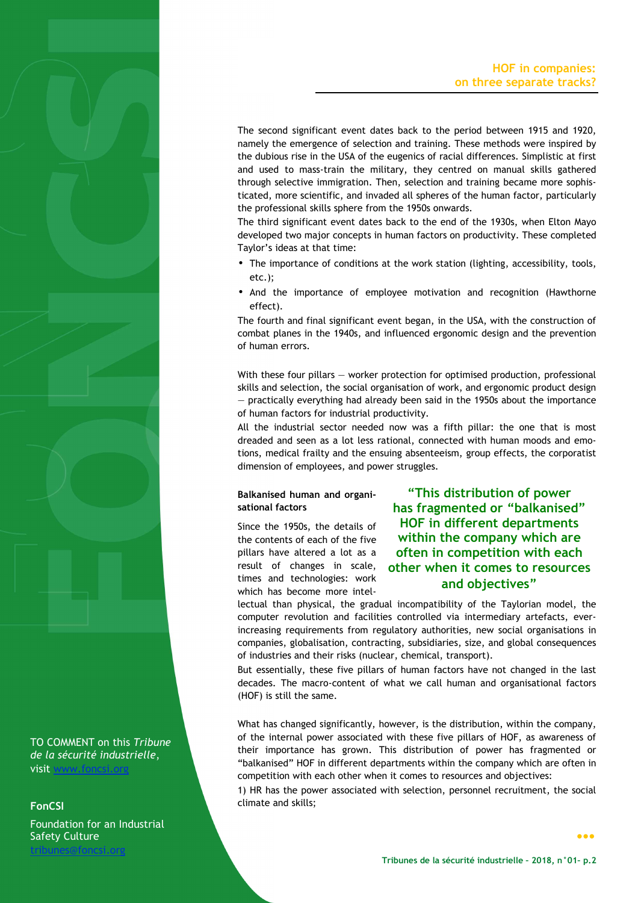The second significant event dates back to the period between 1915 and 1920, namely the emergence of selection and training. These methods were inspired by the dubious rise in the USA of the eugenics of racial differences. Simplistic at first and used to mass-train the military, they centred on manual skills gathered through selective immigration. Then, selection and training became more sophisticated, more scientific, and invaded all spheres of the human factor, particularly the professional skills sphere from the 1950s onwards.

The third significant event dates back to the end of the 1930s, when Elton Mayo developed two major concepts in human factors on productivity. These completed Taylor's ideas at that time:

- The importance of conditions at the work station (lighting, accessibility, tools, etc.);
- And the importance of employee motivation and recognition (Hawthorne effect).

The fourth and final significant event began, in the USA, with the construction of combat planes in the 1940s, and influenced ergonomic design and the prevention of human errors.

With these four pillars — worker protection for optimised production, professional skills and selection, the social organisation of work, and ergonomic product design — practically everything had already been said in the 1950s about the importance of human factors for industrial productivity.

All the industrial sector needed now was a fifth pillar: the one that is most dreaded and seen as a lot less rational, connected with human moods and emotions, medical frailty and the ensuing absenteeism, group effects, the corporatist dimension of employees, and power struggles.

### Balkanised human and organisational factors

> **"This distribution of power has fragmented or "balkanised" HOF in different departments within the company which are often in competition with each other when it comes to resources and objectives"**

Since the 1950s, the details of the contents of each of the five pillars have altered a lot as a result of changes in scale, times and technologies: work which has become more intellectual than physical, the gradual incompatibility of the Taylorian model, the computer revolution and facilities controlled via intermediary artefacts, ever-increasing requirements from regulatory authorities, new social organisations in companies, globalisation, contracting, subsidiaries, size, and global consequences of industries and their risks (nuclear, chemical, transport).

But essentially, these five pillars of human factors have not changed in the last decades. The macro-content of what we call human and organisational factors (HOF) is still the same.

What has changed significantly, however, is the distribution, within the company, of the internal power associated with these five pillars of HOF, as awareness of their importance has grown. This distribution of power has fragmented or "balkanised" HOF in different departments within the company which are often in competition with each other when it comes to resources and objectives:

1) HR has the power associated with selection, personnel recruitment, the social climate and skills;

TO COMMENT on this *Tribune de la sécurité industrielle*, visit www.foncsi.org

**FonCSI**

Foundation for an Industrial Safety Culture
tribunes@foncsi.org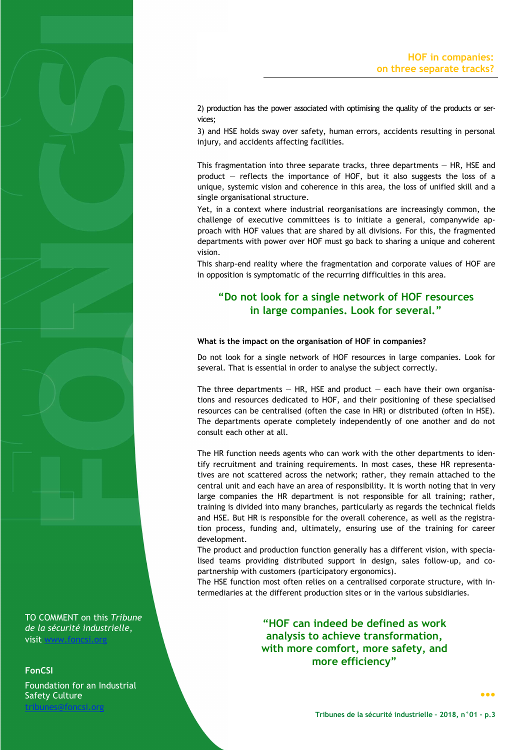2) production has the power associated with optimising the quality of the products or services;

3) and HSE holds sway over safety, human errors, accidents resulting in personal injury, and accidents affecting facilities.

This fragmentation into three separate tracks, three departments — HR, HSE and product — reflects the importance of HOF, but it also suggests the loss of a unique, systemic vision and coherence in this area, the loss of unified skill and a single organisational structure.

Yet, in a context where industrial reorganisations are increasingly common, the challenge of executive committees is to initiate a general, companywide approach with HOF values that are shared by all divisions. For this, the fragmented departments with power over HOF must go back to sharing a unique and coherent vision.

This sharp-end reality where the fragmentation and corporate values of HOF are in opposition is symptomatic of the recurring difficulties in this area.

> **"Do not look for a single network of HOF resources in large companies. Look for several."**

**What is the impact on the organisation of HOF in companies?**

Do not look for a single network of HOF resources in large companies. Look for several. That is essential in order to analyse the subject correctly.

The three departments — HR, HSE and product — each have their own organisations and resources dedicated to HOF, and their positioning of these specialised resources can be centralised (often the case in HR) or distributed (often in HSE). The departments operate completely independently of one another and do not consult each other at all.

The HR function needs agents who can work with the other departments to identify recruitment and training requirements. In most cases, these HR representatives are not scattered across the network; rather, they remain attached to the central unit and each have an area of responsibility. It is worth noting that in very large companies the HR department is not responsible for all training; rather, training is divided into many branches, particularly as regards the technical fields and HSE. But HR is responsible for the overall coherence, as well as the registration process, funding and, ultimately, ensuring use of the training for career development.

The product and production function generally has a different vision, with specialised teams providing distributed support in design, sales follow-up, and copartnership with customers (participatory ergonomics).

The HSE function most often relies on a centralised corporate structure, with intermediaries at the different production sites or in the various subsidiaries.

> **"HOF can indeed be defined as work analysis to achieve transformation, with more comfort, more safety, and more efficiency"**

TO COMMENT on this *Tribune de la sécurité industrielle*, visit www.foncsi.org

**FonCSI**

Foundation for an Industrial Safety Culture
tribunes@foncsi.org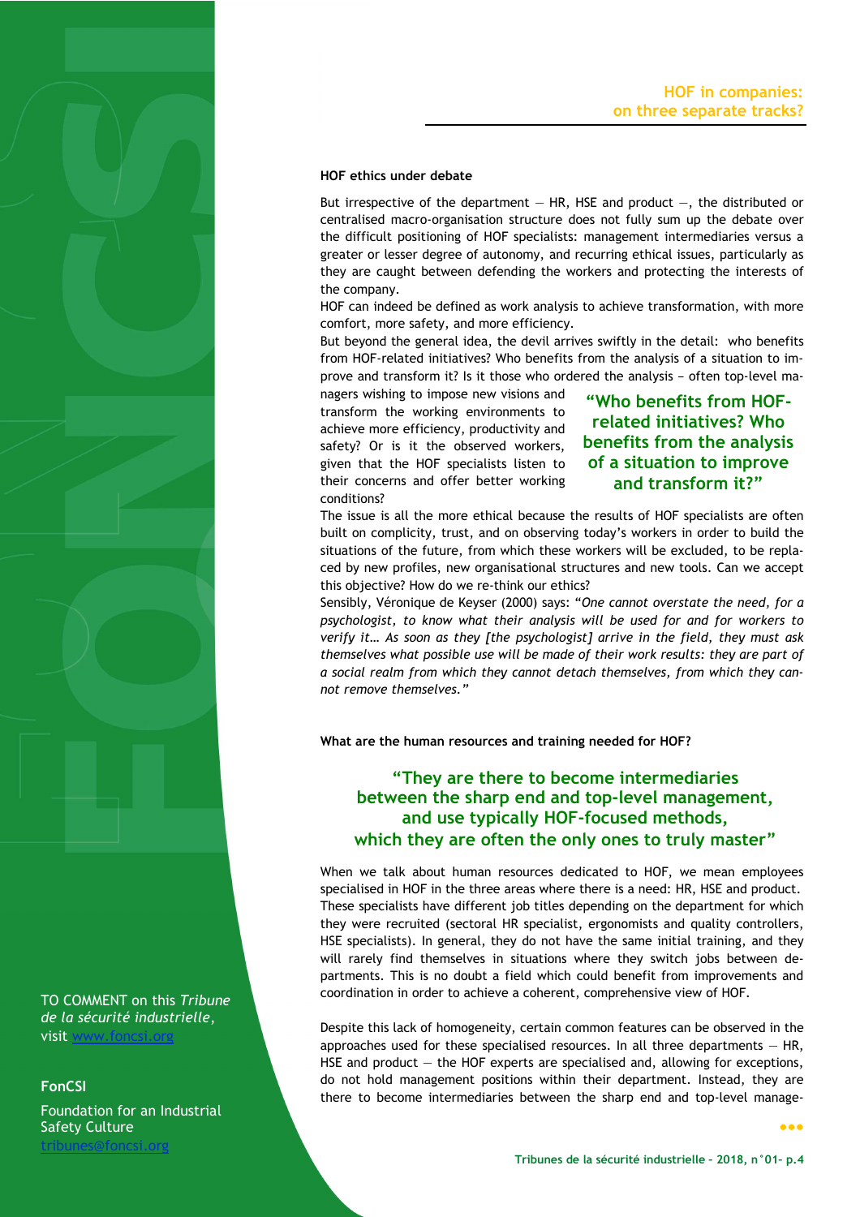## HOF ethics under debate

But irrespective of the department — HR, HSE and product —, the distributed or centralised macro-organisation structure does not fully sum up the debate over the difficult positioning of HOF specialists: management intermediaries versus a greater or lesser degree of autonomy, and recurring ethical issues, particularly as they are caught between defending the workers and protecting the interests of the company.

HOF can indeed be defined as work analysis to achieve transformation, with more comfort, more safety, and more efficiency.

But beyond the general idea, the devil arrives swiftly in the detail: who benefits from HOF-related initiatives? Who benefits from the analysis of a situation to improve and transform it? Is it those who ordered the analysis – often top-level managers wishing to impose new visions and transform the working environments to achieve more efficiency, productivity and safety? Or is it the observed workers, given that the HOF specialists listen to their concerns and offer better working conditions?

> **"Who benefits from HOF-related initiatives? Who benefits from the analysis of a situation to improve and transform it?"**

The issue is all the more ethical because the results of HOF specialists are often built on complicity, trust, and on observing today's workers in order to build the situations of the future, from which these workers will be excluded, to be replaced by new profiles, new organisational structures and new tools. Can we accept this objective? How do we re-think our ethics?

Sensibly, Véronique de Keyser (2000) says: "*One cannot overstate the need, for a psychologist, to know what their analysis will be used for and for workers to verify it… As soon as they [the psychologist] arrive in the field, they must ask themselves what possible use will be made of their work results: they are part of a social realm from which they cannot detach themselves, from which they cannot remove themselves.*"

## What are the human resources and training needed for HOF?

> **"They are there to become intermediaries between the sharp end and top-level management, and use typically HOF-focused methods, which they are often the only ones to truly master"**

When we talk about human resources dedicated to HOF, we mean employees specialised in HOF in the three areas where there is a need: HR, HSE and product. These specialists have different job titles depending on the department for which they were recruited (sectoral HR specialist, ergonomists and quality controllers, HSE specialists). In general, they do not have the same initial training, and they will rarely find themselves in situations where they switch jobs between departments. This is no doubt a field which could benefit from improvements and coordination in order to achieve a coherent, comprehensive view of HOF.

Despite this lack of homogeneity, certain common features can be observed in the approaches used for these specialised resources. In all three departments — HR, HSE and product — the HOF experts are specialised and, allowing for exceptions, do not hold management positions within their department. Instead, they are there to become intermediaries between the sharp end and top-level manage-

TO COMMENT on this *Tribune de la sécurité industrielle*, visit www.foncsi.org

**FonCSI**

Foundation for an Industrial Safety Culture
tribunes@foncsi.org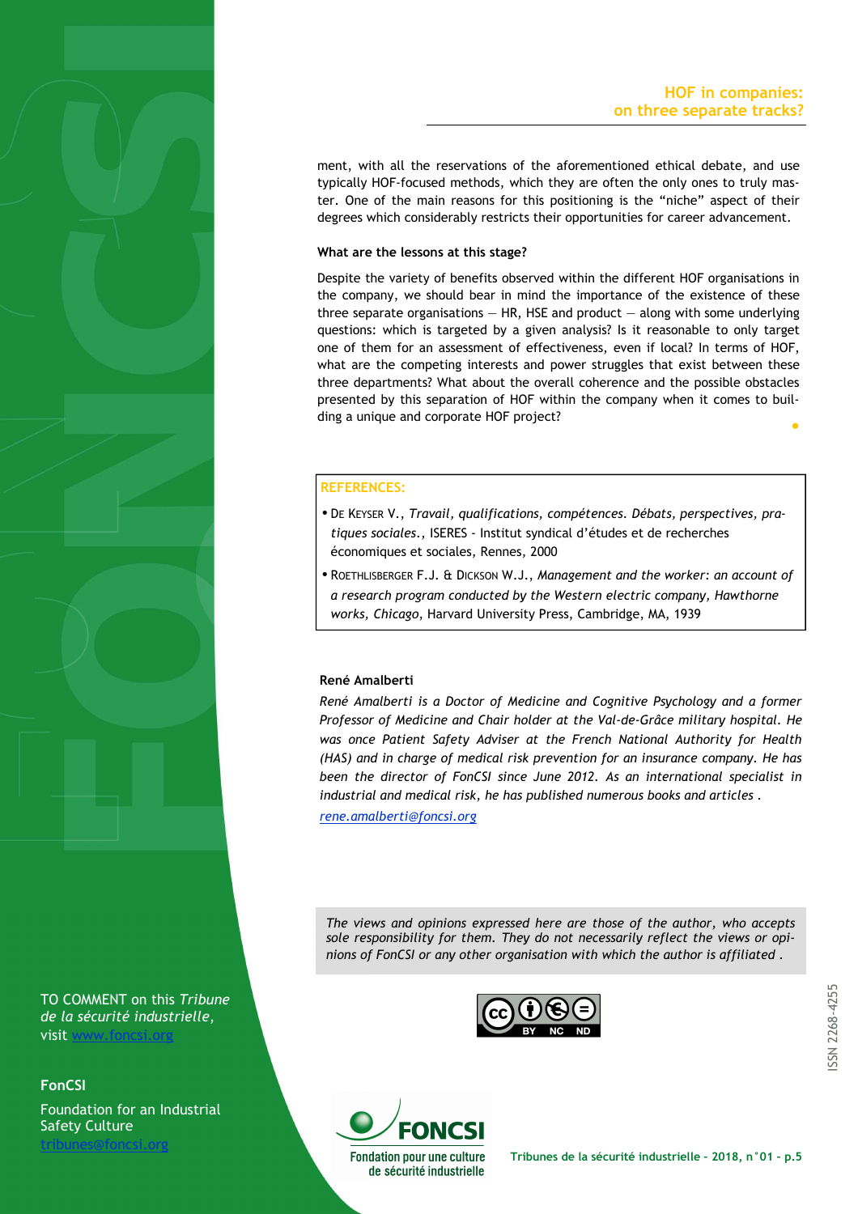ment, with all the reservations of the aforementioned ethical debate, and use typically HOF-focused methods, which they are often the only ones to truly master. One of the main reasons for this positioning is the “niche” aspect of their degrees which considerably restricts their opportunities for career advancement.

### What are the lessons at this stage?

Despite the variety of benefits observed within the different HOF organisations in the company, we should bear in mind the importance of the existence of these three separate organisations — HR, HSE and product — along with some underlying questions: which is targeted by a given analysis? Is it reasonable to only target one of them for an assessment of effectiveness, even if local? In terms of HOF, what are the competing interests and power struggles that exist between these three departments? What about the overall coherence and the possible obstacles presented by this separation of HOF within the company when it comes to building a unique and corporate HOF project?

### REFERENCES:

- De Keyser V., *Travail, qualifications, compétences. Débats, perspectives, pratiques sociales.*, ISERES - Institut syndical d’études et de recherches économiques et sociales, Rennes, 2000
- Roethlisberger F.J. & Dickson W.J., *Management and the worker: an account of a research program conducted by the Western electric company, Hawthorne works, Chicago*, Harvard University Press, Cambridge, MA, 1939

**René Amalberti**

*René Amalberti is a Doctor of Medicine and Cognitive Psychology and a former Professor of Medicine and Chair holder at the Val-de-Grâce military hospital. He was once Patient Safety Adviser at the French National Authority for Health (HAS) and in charge of medical risk prevention for an insurance company. He has been the director of FonCSI since June 2012. As an international specialist in industrial and medical risk, he has published numerous books and articles .*

rene.amalberti@foncsi.org

*The views and opinions expressed here are those of the author, who accepts sole responsibility for them. They do not necessarily reflect the views or opinions of FonCSI or any other organisation with which the author is affiliated .*

TO COMMENT on this *Tribune de la sécurité industrielle*, visit www.foncsi.org

**FonCSI**

Foundation for an Industrial Safety Culture
tribunes@foncsi.org

FONCSI – Fondation pour une culture de sécurité industrielle

ISSN 2268-4255